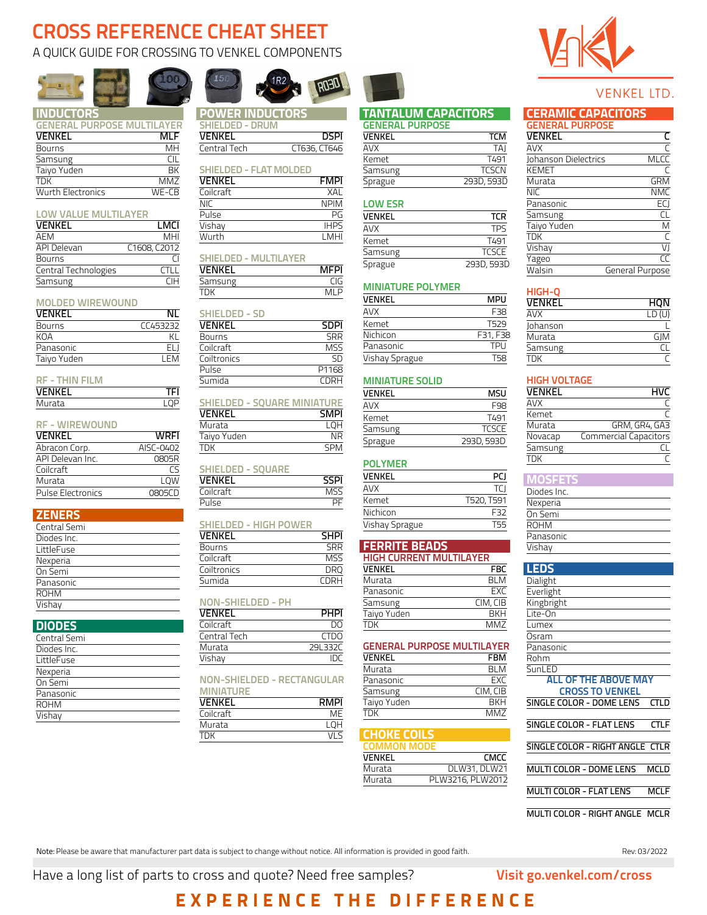# CROSS REFERENCE CHEAT SHEET

A QUICK GUIDE FOR CROSSING TO VENKEL COMPONENTS

VENKEL LTD.

## INDUCTORS

### GENERAL PURPOSE MULTILAYER

| VENKEL | MLF |
|---|---|
| Bourns | MH |
| Samsung | CIL |
| Taiyo Yuden | BK |
| TDK | MMZ |
| Wurth Electronics | WE-CB |

### LOW VALUE MULTILAYER

| VENKEL | LMCI |
|---|---|
| AEM | MHI |
| API Delevan | C1608, C2012 |
| Bourns | CI |
| Central Technologies | CTLL |
| Samsung | CIH |

### MOLDED WIREWOUND

| VENKEL | NL |
|---|---|
| Bourns | CC453232 |
| KOA | KL |
| Panasonic | ELJ |
| Taiyo Yuden | LEM |

### RF - THIN FILM

| VENKEL | TFI |
|---|---|
| Murata | LQP |

### RF - WIREWOUND

| VENKEL | WRFI |
|---|---|
| Abracon Corp. | AISC-0402 |
| API Delevan Inc. | 0805R |
| Coilcraft | CS |
| Murata | LQW |
| Pulse Electronics | 0805CD |

## ZENERS

- Central Semi
- Diodes Inc.
- LittleFuse
- Nexperia
- On Semi
- Panasonic
- ROHM
- Vishay

## DIODES

- Central Semi
- Diodes Inc.
- LittleFuse
- Nexperia
- On Semi
- Panasonic
- ROHM
- Vishay

## POWER INDUCTORS

### SHIELDED - DRUM

| VENKEL | DSPI |
|---|---|
| Central Tech | CT636, CT646 |

### SHIELDED - FLAT MOLDED

| VENKEL | FMPI |
|---|---|
| Coilcraft | XAL |
| NIC | NPIM |
| Pulse | PG |
| Vishay | IHPS |
| Wurth | LMHI |

### SHIELDED - MULTILAYER

| VENKEL | MFPI |
|---|---|
| Samsung | CIG |
| TDK | MLP |

### SHIELDED - SD

| VENKEL | SDPI |
|---|---|
| Bourns | SRR |
| Coilcraft | MSS |
| Coiltronics | SD |
| Pulse | P1168 |
| Sumida | CDRH |

### SHIELDED - SQUARE MINIATURE

| VENKEL | SMPI |
|---|---|
| Murata | LQH |
| Taiyo Yuden | NR |
| TDK | SPM |

### SHIELDED - SQUARE

| VENKEL | SSPI |
|---|---|
| Coilcraft | MSS |
| Pulse | PF |

### SHIELDED - HIGH POWER

| VENKEL | SHPI |
|---|---|
| Bourns | SRR |
| Coilcraft | MSS |
| Coiltronics | DRQ |
| Sumida | CDRH |

### NON-SHIELDED - PH

| VENKEL | PHPI |
|---|---|
| Coilcraft | DO |
| Central Tech | CTDO |
| Murata | 29L332C |
| Vishay | IDC |

### NON-SHIELDED - RECTANGULAR MINIATURE

| VENKEL | RMPI |
|---|---|
| Coilcraft | ME |
| Murata | LQH |
| TDK | VLS |

## TANTALUM CAPACITORS

### GENERAL PURPOSE

| VENKEL | TCM |
|---|---|
| AVX | TAJ |
| Kemet | T491 |
| Samsung | TCSCN |
| Sprague | 293D, 593D |

### LOW ESR

| VENKEL | TCR |
|---|---|
| AVX | TPS |
| Kemet | T491 |
| Samsung | TCSCE |
| Sprague | 293D, 593D |

### MINIATURE POLYMER

| VENKEL | MPU |
|---|---|
| AVX | F38 |
| Kemet | T529 |
| Nichicon | F31, F38 |
| Panasonic | TPU |
| Vishay Sprague | T58 |

### MINIATURE SOLID

| VENKEL | MSU |
|---|---|
| AVX | F98 |
| Kemet | T491 |
| Samsung | TCSCE |
| Sprague | 293D, 593D |

### POLYMER

| VENKEL | PCJ |
|---|---|
| AVX | TCJ |
| Kemet | T520, T591 |
| Nichicon | F32 |
| Vishay Sprague | T55 |

## FERRITE BEADS

### HIGH CURRENT MULTILAYER

| VENKEL | FBC |
|---|---|
| Murata | BLM |
| Panasonic | EXC |
| Samsung | CIM, CIB |
| Taiyo Yuden | BKH |
| TDK | MMZ |

### GENERAL PURPOSE MULTILAYER

| VENKEL | FBM |
|---|---|
| Murata | BLM |
| Panasonic | EXC |
| Samsung | CIM, CIB |
| Taiyo Yuden | BKH |
| TDK | MMZ |

## CHOKE COILS

### COMMON MODE

| VENKEL | CMCC |
|---|---|
| Murata | DLW31, DLW21 |
| Murata | PLW3216, PLW2012 |

## CERAMIC CAPACITORS

### GENERAL PURPOSE

| VENKEL | C |
|---|---|
| AVX | C |
| Johanson Dielectrics | MLCC |
| KEMET | C |
| Murata | GRM |
| NIC | NMC |
| Panasonic | ECJ |
| Samsung | CL |
| Taiyo Yuden | M |
| TDK | C |
| Vishay | VJ |
| Yageo | CC |
| Walsin | General Purpose |

### HIGH-Q

| VENKEL | HQN |
|---|---|
| AVX | LD (U) |
| Johanson | L |
| Murata | GJM |
| Samsung | CL |
| TDK | C |

### HIGH VOLTAGE

| VENKEL | HVC |
|---|---|
| AVX | C |
| Kemet | C |
| Murata | GRM, GR4, GA3 |
| Novacap | Commercial Capacitors |
| Samsung | CL |
| TDK | C |

## MOSFETS

- Diodes Inc.
- Nexperia
- On Semi
- ROHM
- Panasonic
- Vishay

## LEDS

- Dialight
- Everlight
- Kingbright
- Lite-On
- Lumex
- Osram
- Panasonic
- Rohm
- SunLED

**ALL OF THE ABOVE MAY CROSS TO VENKEL**

| | |
|---|---|
| SINGLE COLOR - DOME LENS | CTLD |
| SINGLE COLOR - FLAT LENS | CTLF |
| SINGLE COLOR - RIGHT ANGLE | CTLR |
| MULTI COLOR - DOME LENS | MCLD |
| MULTI COLOR - FLAT LENS | MCLF |
| MULTI COLOR - RIGHT ANGLE | MCLR |

Note: Please be aware that manufacturer part data is subject to change without notice. All information is provided in good faith.

Rev: 03/2022

Have a long list of parts to cross and quote? Need free samples? **Visit go.venkel.com/cross**

**EXPERIENCE THE DIFFERENCE**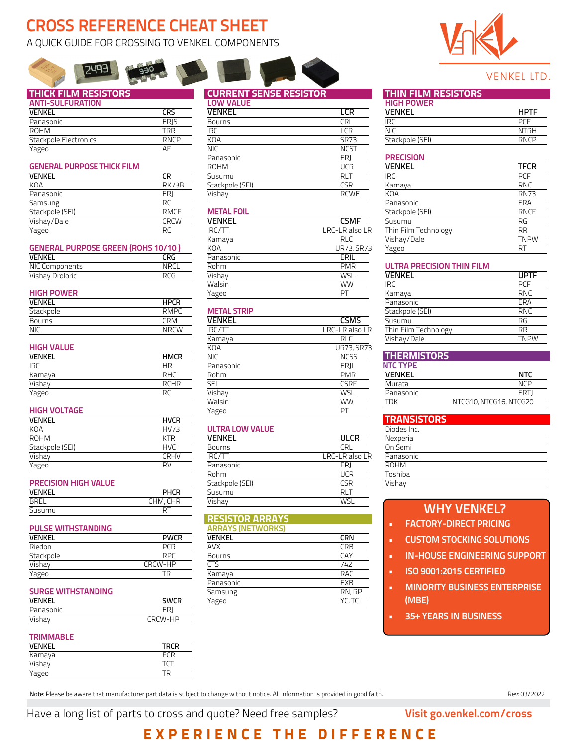# CROSS REFERENCE CHEAT SHEET

A QUICK GUIDE FOR CROSSING TO VENKEL COMPONENTS

VENKEL LTD.

## THICK FILM RESISTORS

### ANTI-SULFURATION

| VENKEL | CRS |
|---|---|
| Panasonic | ERJS |
| ROHM | TRR |
| Stackpole Electronics | RNCP |
| Yageo | AF |

### GENERAL PURPOSE THICK FILM

| VENKEL | CR |
|---|---|
| KOA | RK73B |
| Panasonic | ERJ |
| Samsung | RC |
| Stackpole (SEI) | RMCF |
| Vishay/Dale | CRCW |
| Yageo | RC |

### GENERAL PURPOSE GREEN (ROHS 10/10 )

| VENKEL | CRG |
|---|---|
| NIC Components | NRCL |
| Vishay Droloric | RCG |

### HIGH POWER

| VENKEL | HPCR |
|---|---|
| Stackpole | RMPC |
| Bourns | CRM |
| NIC | NRCW |

### HIGH VALUE

| VENKEL | HMCR |
|---|---|
| IRC | HR |
| Kamaya | RHC |
| Vishay | RCHR |
| Yageo | RC |

### HIGH VOLTAGE

| VENKEL | HVCR |
|---|---|
| KOA | HV73 |
| ROHM | KTR |
| Stackpole (SEI) | HVC |
| Vishay | CRHV |
| Yageo | RV |

### PRECISION HIGH VALUE

| VENKEL | PHCR |
|---|---|
| BREL | CHM, CHR |
| Susumu | RT |

### PULSE WITHSTANDING

| VENKEL | PWCR |
|---|---|
| Riedon | PCR |
| Stackpole | RPC |
| Vishay | CRCW-HP |
| Yageo | TR |

### SURGE WITHSTANDING

| VENKEL | SWCR |
|---|---|
| Panasonic | ERJ |
| Vishay | CRCW-HP |

### TRIMMABLE

| VENKEL | TRCR |
|---|---|
| Kamaya | FCR |
| Vishay | TCT |
| Yageo | TR |

## CURRENT SENSE RESISTOR

### LOW VALUE

| VENKEL | LCR |
|---|---|
| Bourns | CRL |
| IRC | LCR |
| KOA | SR73 |
| NIC | NCST |
| Panasonic | ERJ |
| ROHM | UCR |
| Susumu | RLT |
| Stackpole (SEI) | CSR |
| Vishay | RCWE |

### METAL FOIL

| VENKEL | CSMF |
|---|---|
| IRC/TT | LRC-LR also LR |
| Kamaya | RLC |
| KOA | UR73, SR73 |
| Panasonic | ERJL |
| Rohm | PMR |
| Vishay | WSL |
| Walsin | WW |
| Yageo | PT |

### METAL STRIP

| VENKEL | CSMS |
|---|---|
| IRC/TT | LRC-LR also LR |
| Kamaya | RLC |
| KOA | UR73, SR73 |
| NIC | NCSS |
| Panasonic | ERJL |
| Rohm | PMR |
| SEI | CSRF |
| Vishay | WSL |
| Walsin | WW |
| Yageo | PT |

### ULTRA LOW VALUE

| VENKEL | ULCR |
|---|---|
| Bourns | CRL |
| IRC/TT | LRC-LR also LR |
| Panasonic | ERJ |
| Rohm | UCR |
| Stackpole (SEI) | CSR |
| Susumu | RLT |
| Vishay | WSL |

## RESISTOR ARRAYS

### ARRAYS (NETWORKS)

| VENKEL | CRN |
|---|---|
| AVX | CRB |
| Bourns | CAY |
| CTS | 742 |
| Kamaya | RAC |
| Panasonic | EXB |
| Samsung | RN, RP |
| Yageo | YC, TC |

## THIN FILM RESISTORS

### HIGH POWER

| VENKEL | HPTF |
|---|---|
| IRC | PCF |
| NIC | NTRH |
| Stackpole (SEI) | RNCP |

### PRECISION

| VENKEL | TFCR |
|---|---|
| IRC | PCF |
| Kamaya | RNC |
| KOA | RN73 |
| Panasonic | ERA |
| Stackpole (SEI) | RNCF |
| Susumu | RG |
| Thin Film Technology | RR |
| Vishay/Dale | TNPW |
| Yageo | RT |

### ULTRA PRECISION THIN FILM

| VENKEL | UPTF |
|---|---|
| IRC | PCF |
| Kamaya | RNC |
| Panasonic | ERA |
| Stackpole (SEI) | RNC |
| Susumu | RG |
| Thin Film Technology | RR |
| Vishay/Dale | TNPW |

## THERMISTORS

### NTC TYPE

| VENKEL | NTC |
|---|---|
| Murata | NCP |
| Panasonic | ERTJ |
| TDK | NTCG10, NTCG16, NTCG20 |

## TRANSISTORS

- Diodes Inc.
- Nexperia
- On Semi
- Panasonic
- ROHM
- Toshiba
- Vishay

## WHY VENKEL?

- FACTORY-DIRECT PRICING
- CUSTOM STOCKING SOLUTIONS
- IN-HOUSE ENGINEERING SUPPORT
- ISO 9001:2015 CERTIFIED
- MINORITY BUSINESS ENTERPRISE (MBE)
- 35+ YEARS IN BUSINESS

Note: Please be aware that manufacturer part data is subject to change without notice. All information is provided in good faith.

Rev: 03/2022

Have a long list of parts to cross and quote? Need free samples? **Visit go.venkel.com/cross**

**EXPERIENCE THE DIFFERENCE**